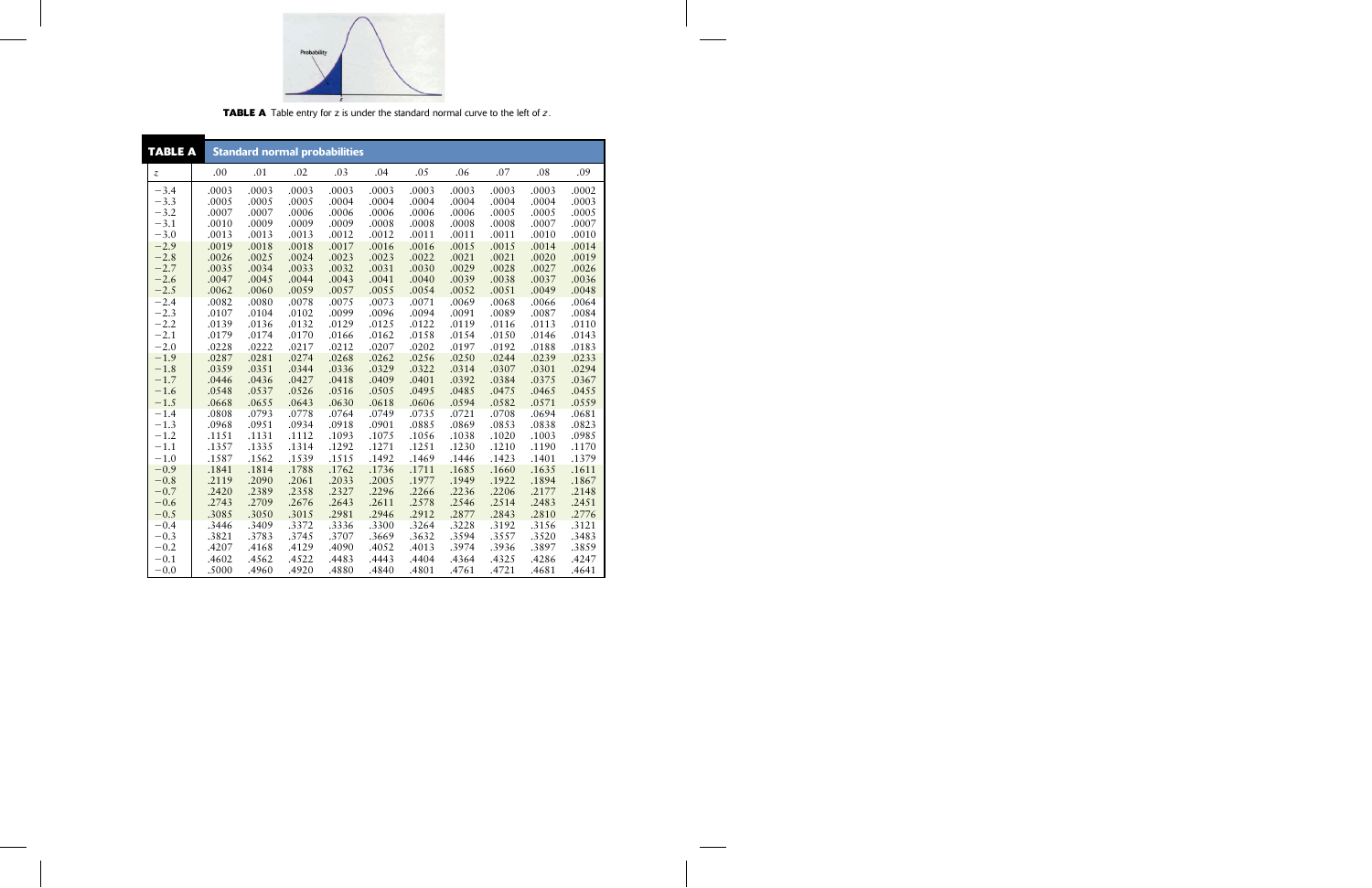**TABLE A** Table entry for $z$ is under the standard normal curve to the left of $z$.

**TABLE A** Standard normal probabilities

| $z$ | .00 | .01 | .02 | .03 | .04 | .05 | .06 | .07 | .08 | .09 |
|---|---|---|---|---|---|---|---|---|---|---|
| −3.4 | .0003 | .0003 | .0003 | .0003 | .0003 | .0003 | .0003 | .0003 | .0003 | .0002 |
| −3.3 | .0005 | .0005 | .0005 | .0004 | .0004 | .0004 | .0004 | .0004 | .0004 | .0003 |
| −3.2 | .0007 | .0007 | .0006 | .0006 | .0006 | .0006 | .0006 | .0005 | .0005 | .0005 |
| −3.1 | .0010 | .0009 | .0009 | .0009 | .0008 | .0008 | .0008 | .0008 | .0007 | .0007 |
| −3.0 | .0013 | .0013 | .0013 | .0012 | .0012 | .0011 | .0011 | .0011 | .0010 | .0010 |
| −2.9 | .0019 | .0018 | .0018 | .0017 | .0016 | .0016 | .0015 | .0015 | .0014 | .0014 |
| −2.8 | .0026 | .0025 | .0024 | .0023 | .0023 | .0022 | .0021 | .0021 | .0020 | .0019 |
| −2.7 | .0035 | .0034 | .0033 | .0032 | .0031 | .0030 | .0029 | .0028 | .0027 | .0026 |
| −2.6 | .0047 | .0045 | .0044 | .0043 | .0041 | .0040 | .0039 | .0038 | .0037 | .0036 |
| −2.5 | .0062 | .0060 | .0059 | .0057 | .0055 | .0054 | .0052 | .0051 | .0049 | .0048 |
| −2.4 | .0082 | .0080 | .0078 | .0075 | .0073 | .0071 | .0069 | .0068 | .0066 | .0064 |
| −2.3 | .0107 | .0104 | .0102 | .0099 | .0096 | .0094 | .0091 | .0089 | .0087 | .0084 |
| −2.2 | .0139 | .0136 | .0132 | .0129 | .0125 | .0122 | .0119 | .0116 | .0113 | .0110 |
| −2.1 | .0179 | .0174 | .0170 | .0166 | .0162 | .0158 | .0154 | .0150 | .0146 | .0143 |
| −2.0 | .0228 | .0222 | .0217 | .0212 | .0207 | .0202 | .0197 | .0192 | .0188 | .0183 |
| −1.9 | .0287 | .0281 | .0274 | .0268 | .0262 | .0256 | .0250 | .0244 | .0239 | .0233 |
| −1.8 | .0359 | .0351 | .0344 | .0336 | .0329 | .0322 | .0314 | .0307 | .0301 | .0294 |
| −1.7 | .0446 | .0436 | .0427 | .0418 | .0409 | .0401 | .0392 | .0384 | .0375 | .0367 |
| −1.6 | .0548 | .0537 | .0526 | .0516 | .0505 | .0495 | .0485 | .0475 | .0465 | .0455 |
| −1.5 | .0668 | .0655 | .0643 | .0630 | .0618 | .0606 | .0594 | .0582 | .0571 | .0559 |
| −1.4 | .0808 | .0793 | .0778 | .0764 | .0749 | .0735 | .0721 | .0708 | .0694 | .0681 |
| −1.3 | .0968 | .0951 | .0934 | .0918 | .0901 | .0885 | .0869 | .0853 | .0838 | .0823 |
| −1.2 | .1151 | .1131 | .1112 | .1093 | .1075 | .1056 | .1038 | .1020 | .1003 | .0985 |
| −1.1 | .1357 | .1335 | .1314 | .1292 | .1271 | .1251 | .1230 | .1210 | .1190 | .1170 |
| −1.0 | .1587 | .1562 | .1539 | .1515 | .1492 | .1469 | .1446 | .1423 | .1401 | .1379 |
| −0.9 | .1841 | .1814 | .1788 | .1762 | .1736 | .1711 | .1685 | .1660 | .1635 | .1611 |
| −0.8 | .2119 | .2090 | .2061 | .2033 | .2005 | .1977 | .1949 | .1922 | .1894 | .1867 |
| −0.7 | .2420 | .2389 | .2358 | .2327 | .2296 | .2266 | .2236 | .2206 | .2177 | .2148 |
| −0.6 | .2743 | .2709 | .2676 | .2643 | .2611 | .2578 | .2546 | .2514 | .2483 | .2451 |
| −0.5 | .3085 | .3050 | .3015 | .2981 | .2946 | .2912 | .2877 | .2843 | .2810 | .2776 |
| −0.4 | .3446 | .3409 | .3372 | .3336 | .3300 | .3264 | .3228 | .3192 | .3156 | .3121 |
| −0.3 | .3821 | .3783 | .3745 | .3707 | .3669 | .3632 | .3594 | .3557 | .3520 | .3483 |
| −0.2 | .4207 | .4168 | .4129 | .4090 | .4052 | .4013 | .3974 | .3936 | .3897 | .3859 |
| −0.1 | .4602 | .4562 | .4522 | .4483 | .4443 | .4404 | .4364 | .4325 | .4286 | .4247 |
| −0.0 | .5000 | .4960 | .4920 | .4880 | .4840 | .4801 | .4761 | .4721 | .4681 | .4641 |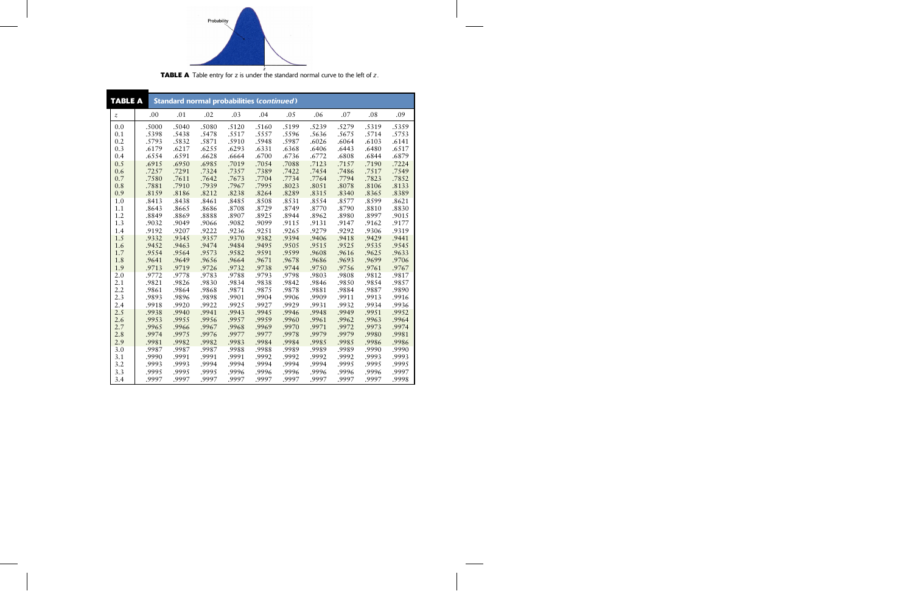Probability

$z$

**TABLE A** Table entry for $z$ is under the standard normal curve to the left of $z$.

**TABLE A Standard normal probabilities (*continued*)**

| $z$ | .00 | .01 | .02 | .03 | .04 | .05 | .06 | .07 | .08 | .09 |
|---|---|---|---|---|---|---|---|---|---|---|
| 0.0 | .5000 | .5040 | .5080 | .5120 | .5160 | .5199 | .5239 | .5279 | .5319 | .5359 |
| 0.1 | .5398 | .5438 | .5478 | .5517 | .5557 | .5596 | .5636 | .5675 | .5714 | .5753 |
| 0.2 | .5793 | .5832 | .5871 | .5910 | .5948 | .5987 | .6026 | .6064 | .6103 | .6141 |
| 0.3 | .6179 | .6217 | .6255 | .6293 | .6331 | .6368 | .6406 | .6443 | .6480 | .6517 |
| 0.4 | .6554 | .6591 | .6628 | .6664 | .6700 | .6736 | .6772 | .6808 | .6844 | .6879 |
| 0.5 | .6915 | .6950 | .6985 | .7019 | .7054 | .7088 | .7123 | .7157 | .7190 | .7224 |
| 0.6 | .7257 | .7291 | .7324 | .7357 | .7389 | .7422 | .7454 | .7486 | .7517 | .7549 |
| 0.7 | .7580 | .7611 | .7642 | .7673 | .7704 | .7734 | .7764 | .7794 | .7823 | .7852 |
| 0.8 | .7881 | .7910 | .7939 | .7967 | .7995 | .8023 | .8051 | .8078 | .8106 | .8133 |
| 0.9 | .8159 | .8186 | .8212 | .8238 | .8264 | .8289 | .8315 | .8340 | .8365 | .8389 |
| 1.0 | .8413 | .8438 | .8461 | .8485 | .8508 | .8531 | .8554 | .8577 | .8599 | .8621 |
| 1.1 | .8643 | .8665 | .8686 | .8708 | .8729 | .8749 | .8770 | .8790 | .8810 | .8830 |
| 1.2 | .8849 | .8869 | .8888 | .8907 | .8925 | .8944 | .8962 | .8980 | .8997 | .9015 |
| 1.3 | .9032 | .9049 | .9066 | .9082 | .9099 | .9115 | .9131 | .9147 | .9162 | .9177 |
| 1.4 | .9192 | .9207 | .9222 | .9236 | .9251 | .9265 | .9279 | .9292 | .9306 | .9319 |
| 1.5 | .9332 | .9345 | .9357 | .9370 | .9382 | .9394 | .9406 | .9418 | .9429 | .9441 |
| 1.6 | .9452 | .9463 | .9474 | .9484 | .9495 | .9505 | .9515 | .9525 | .9535 | .9545 |
| 1.7 | .9554 | .9564 | .9573 | .9582 | .9591 | .9599 | .9608 | .9616 | .9625 | .9633 |
| 1.8 | .9641 | .9649 | .9656 | .9664 | .9671 | .9678 | .9686 | .9693 | .9699 | .9706 |
| 1.9 | .9713 | .9719 | .9726 | .9732 | .9738 | .9744 | .9750 | .9756 | .9761 | .9767 |
| 2.0 | .9772 | .9778 | .9783 | .9788 | .9793 | .9798 | .9803 | .9808 | .9812 | .9817 |
| 2.1 | .9821 | .9826 | .9830 | .9834 | .9838 | .9842 | .9846 | .9850 | .9854 | .9857 |
| 2.2 | .9861 | .9864 | .9868 | .9871 | .9875 | .9878 | .9881 | .9884 | .9887 | .9890 |
| 2.3 | .9893 | .9896 | .9898 | .9901 | .9904 | .9906 | .9909 | .9911 | .9913 | .9916 |
| 2.4 | .9918 | .9920 | .9922 | .9925 | .9927 | .9929 | .9931 | .9932 | .9934 | .9936 |
| 2.5 | .9938 | .9940 | .9941 | .9943 | .9945 | .9946 | .9948 | .9949 | .9951 | .9952 |
| 2.6 | .9953 | .9955 | .9956 | .9957 | .9959 | .9960 | .9961 | .9962 | .9963 | .9964 |
| 2.7 | .9965 | .9966 | .9967 | .9968 | .9969 | .9970 | .9971 | .9972 | .9973 | .9974 |
| 2.8 | .9974 | .9975 | .9976 | .9977 | .9977 | .9978 | .9979 | .9979 | .9980 | .9981 |
| 2.9 | .9981 | .9982 | .9982 | .9983 | .9984 | .9984 | .9985 | .9985 | .9986 | .9986 |
| 3.0 | .9987 | .9987 | .9987 | .9988 | .9988 | .9989 | .9989 | .9989 | .9990 | .9990 |
| 3.1 | .9990 | .9991 | .9991 | .9991 | .9992 | .9992 | .9992 | .9992 | .9993 | .9993 |
| 3.2 | .9993 | .9993 | .9994 | .9994 | .9994 | .9994 | .9994 | .9995 | .9995 | .9995 |
| 3.3 | .9995 | .9995 | .9995 | .9996 | .9996 | .9996 | .9996 | .9996 | .9996 | .9997 |
| 3.4 | .9997 | .9997 | .9997 | .9997 | .9997 | .9997 | .9997 | .9997 | .9997 | .9998 |